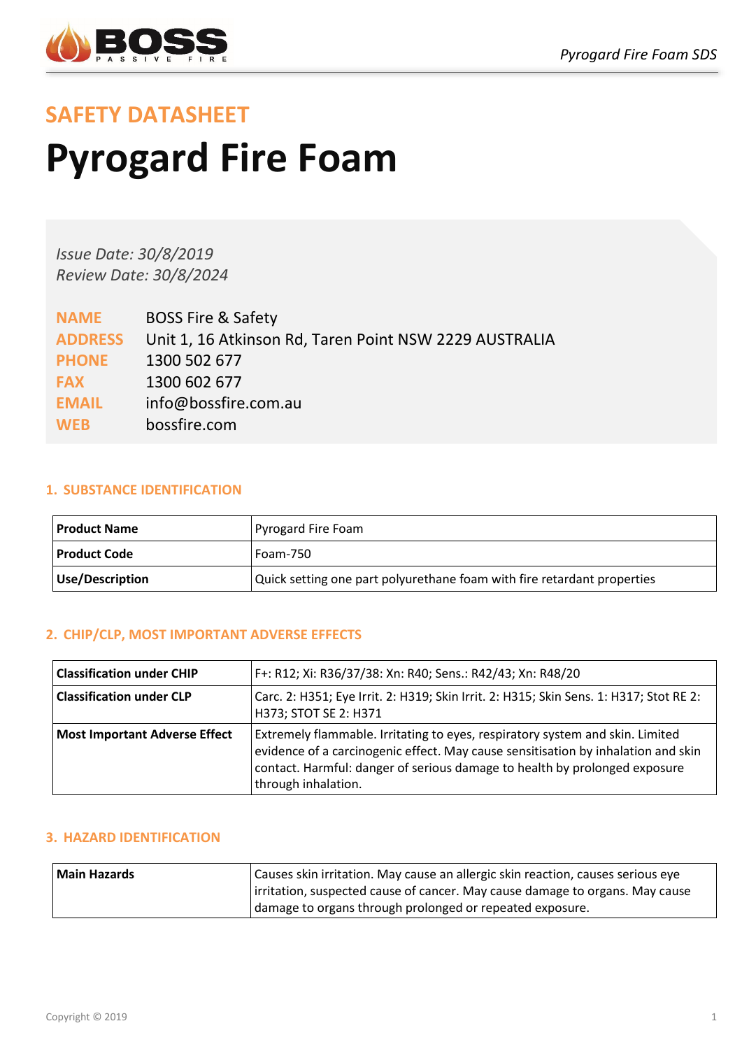## SAFETY DATASHEET

# Pyrogard Fire Foam

*Issue Date: 30/8/2019*
*Review Date: 30/8/2024*

**NAME** BOSS Fire & Safety
**ADDRESS** Unit 1, 16 Atkinson Rd, Taren Point NSW 2229 AUSTRALIA
**PHONE** 1300 502 677
**FAX** 1300 602 677
**EMAIL** info@bossfire.com.au
**WEB** bossfire.com

### 1. SUBSTANCE IDENTIFICATION

| | |
|---|---|
| **Product Name** | Pyrogard Fire Foam |
| **Product Code** | Foam-750 |
| **Use/Description** | Quick setting one part polyurethane foam with fire retardant properties |

### 2. CHIP/CLP, MOST IMPORTANT ADVERSE EFFECTS

| | |
|---|---|
| **Classification under CHIP** | F+: R12; Xi: R36/37/38: Xn: R40; Sens.: R42/43; Xn: R48/20 |
| **Classification under CLP** | Carc. 2: H351; Eye Irrit. 2: H319; Skin Irrit. 2: H315; Skin Sens. 1: H317; Stot RE 2: H373; STOT SE 2: H371 |
| **Most Important Adverse Effect** | Extremely flammable. Irritating to eyes, respiratory system and skin. Limited evidence of a carcinogenic effect. May cause sensitisation by inhalation and skin contact. Harmful: danger of serious damage to health by prolonged exposure through inhalation. |

### 3. HAZARD IDENTIFICATION

| | |
|---|---|
| **Main Hazards** | Causes skin irritation. May cause an allergic skin reaction, causes serious eye irritation, suspected cause of cancer. May cause damage to organs. May cause damage to organs through prolonged or repeated exposure. |

Copyright © 2019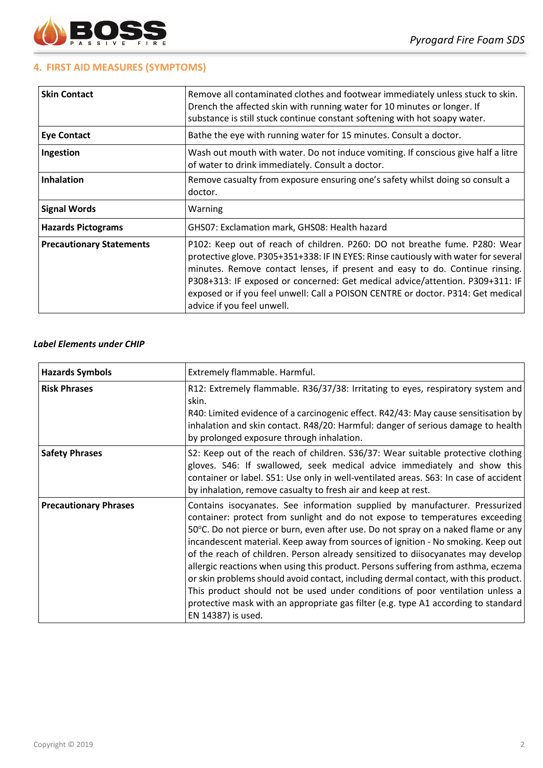## 4. FIRST AID MEASURES (SYMPTOMS)

| | |
|---|---|
| **Skin Contact** | Remove all contaminated clothes and footwear immediately unless stuck to skin. Drench the affected skin with running water for 10 minutes or longer. If substance is still stuck continue constant softening with hot soapy water. |
| **Eye Contact** | Bathe the eye with running water for 15 minutes. Consult a doctor. |
| **Ingestion** | Wash out mouth with water. Do not induce vomiting. If conscious give half a litre of water to drink immediately. Consult a doctor. |
| **Inhalation** | Remove casualty from exposure ensuring one's safety whilst doing so consult a doctor. |
| **Signal Words** | Warning |
| **Hazards Pictograms** | GHS07: Exclamation mark, GHS08: Health hazard |
| **Precautionary Statements** | P102: Keep out of reach of children. P260: DO not breathe fume. P280: Wear protective glove. P305+351+338: IF IN EYES: Rinse cautiously with water for several minutes. Remove contact lenses, if present and easy to do. Continue rinsing. P308+313: IF exposed or concerned: Get medical advice/attention. P309+311: IF exposed or if you feel unwell: Call a POISON CENTRE or doctor. P314: Get medical advice if you feel unwell. |

***Label Elements under CHIP***

| | |
|---|---|
| **Hazards Symbols** | Extremely flammable. Harmful. |
| **Risk Phrases** | R12: Extremely flammable. R36/37/38: Irritating to eyes, respiratory system and skin.<br>R40: Limited evidence of a carcinogenic effect. R42/43: May cause sensitisation by inhalation and skin contact. R48/20: Harmful: danger of serious damage to health by prolonged exposure through inhalation. |
| **Safety Phrases** | S2: Keep out of the reach of children. S36/37: Wear suitable protective clothing gloves. S46: If swallowed, seek medical advice immediately and show this container or label. S51: Use only in well-ventilated areas. S63: In case of accident by inhalation, remove casualty to fresh air and keep at rest. |
| **Precautionary Phrases** | Contains isocyanates. See information supplied by manufacturer. Pressurized container: protect from sunlight and do not expose to temperatures exceeding 50°C. Do not pierce or burn, even after use. Do not spray on a naked flame or any incandescent material. Keep away from sources of ignition - No smoking. Keep out of the reach of children. Person already sensitized to diisocyanates may develop allergic reactions when using this product. Persons suffering from asthma, eczema or skin problems should avoid contact, including dermal contact, with this product. This product should not be used under conditions of poor ventilation unless a protective mask with an appropriate gas filter (e.g. type A1 according to standard EN 14387) is used. |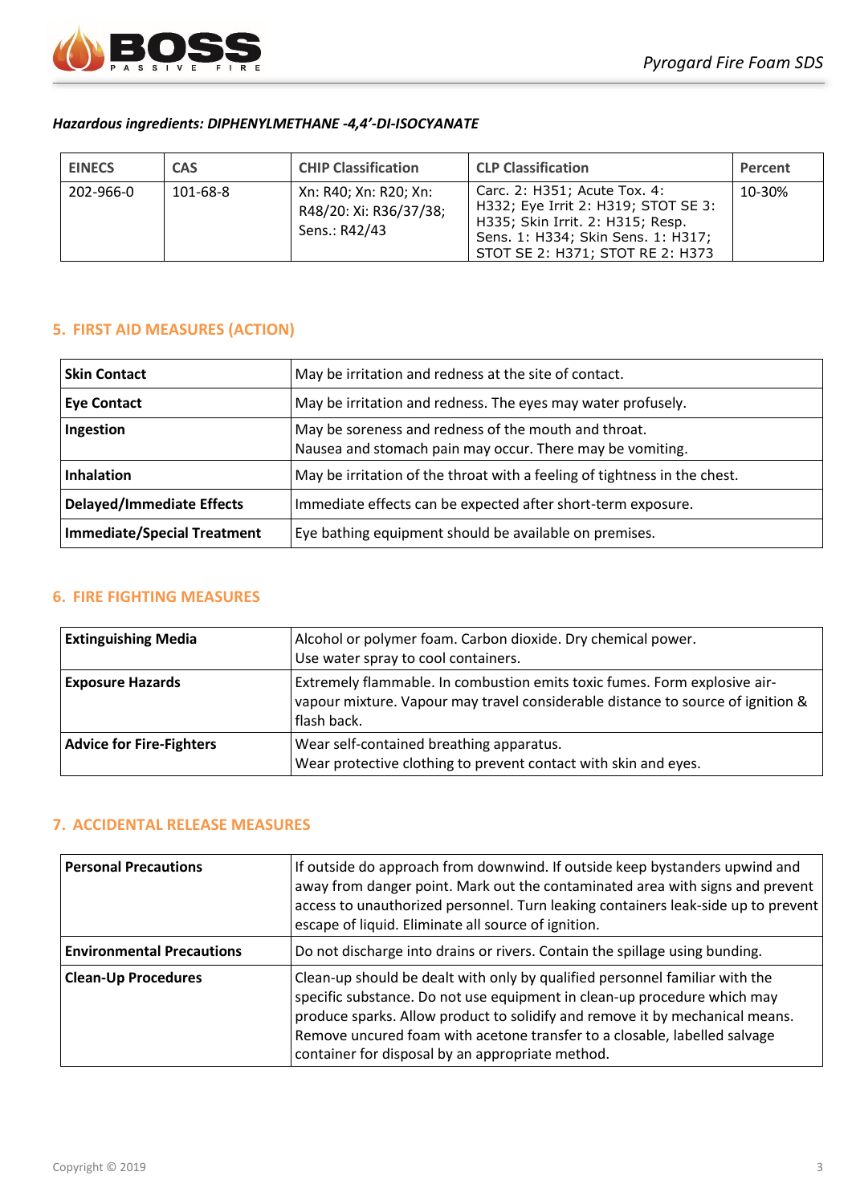***Hazardous ingredients: DIPHENYLMETHANE -4,4'-DI-ISOCYANATE***

| EINECS | CAS | CHIP Classification | CLP Classification | Percent |
|---|---|---|---|---|
| 202-966-0 | 101-68-8 | Xn: R40; Xn: R20; Xn: R48/20: Xi: R36/37/38; Sens.: R42/43 | Carc. 2: H351; Acute Tox. 4: H332; Eye Irrit 2: H319; STOT SE 3: H335; Skin Irrit. 2: H315; Resp. Sens. 1: H334; Skin Sens. 1: H317; STOT SE 2: H371; STOT RE 2: H373 | 10-30% |

## 5. FIRST AID MEASURES (ACTION)

| | |
|---|---|
| **Skin Contact** | May be irritation and redness at the site of contact. |
| **Eye Contact** | May be irritation and redness. The eyes may water profusely. |
| **Ingestion** | May be soreness and redness of the mouth and throat. Nausea and stomach pain may occur. There may be vomiting. |
| **Inhalation** | May be irritation of the throat with a feeling of tightness in the chest. |
| **Delayed/Immediate Effects** | Immediate effects can be expected after short-term exposure. |
| **Immediate/Special Treatment** | Eye bathing equipment should be available on premises. |

## 6. FIRE FIGHTING MEASURES

| | |
|---|---|
| **Extinguishing Media** | Alcohol or polymer foam. Carbon dioxide. Dry chemical power. Use water spray to cool containers. |
| **Exposure Hazards** | Extremely flammable. In combustion emits toxic fumes. Form explosive air-vapour mixture. Vapour may travel considerable distance to source of ignition & flash back. |
| **Advice for Fire-Fighters** | Wear self-contained breathing apparatus. Wear protective clothing to prevent contact with skin and eyes. |

## 7. ACCIDENTAL RELEASE MEASURES

| | |
|---|---|
| **Personal Precautions** | If outside do approach from downwind. If outside keep bystanders upwind and away from danger point. Mark out the contaminated area with signs and prevent access to unauthorized personnel. Turn leaking containers leak-side up to prevent escape of liquid. Eliminate all source of ignition. |
| **Environmental Precautions** | Do not discharge into drains or rivers. Contain the spillage using bunding. |
| **Clean-Up Procedures** | Clean-up should be dealt with only by qualified personnel familiar with the specific substance. Do not use equipment in clean-up procedure which may produce sparks. Allow product to solidify and remove it by mechanical means. Remove uncured foam with acetone transfer to a closable, labelled salvage container for disposal by an appropriate method. |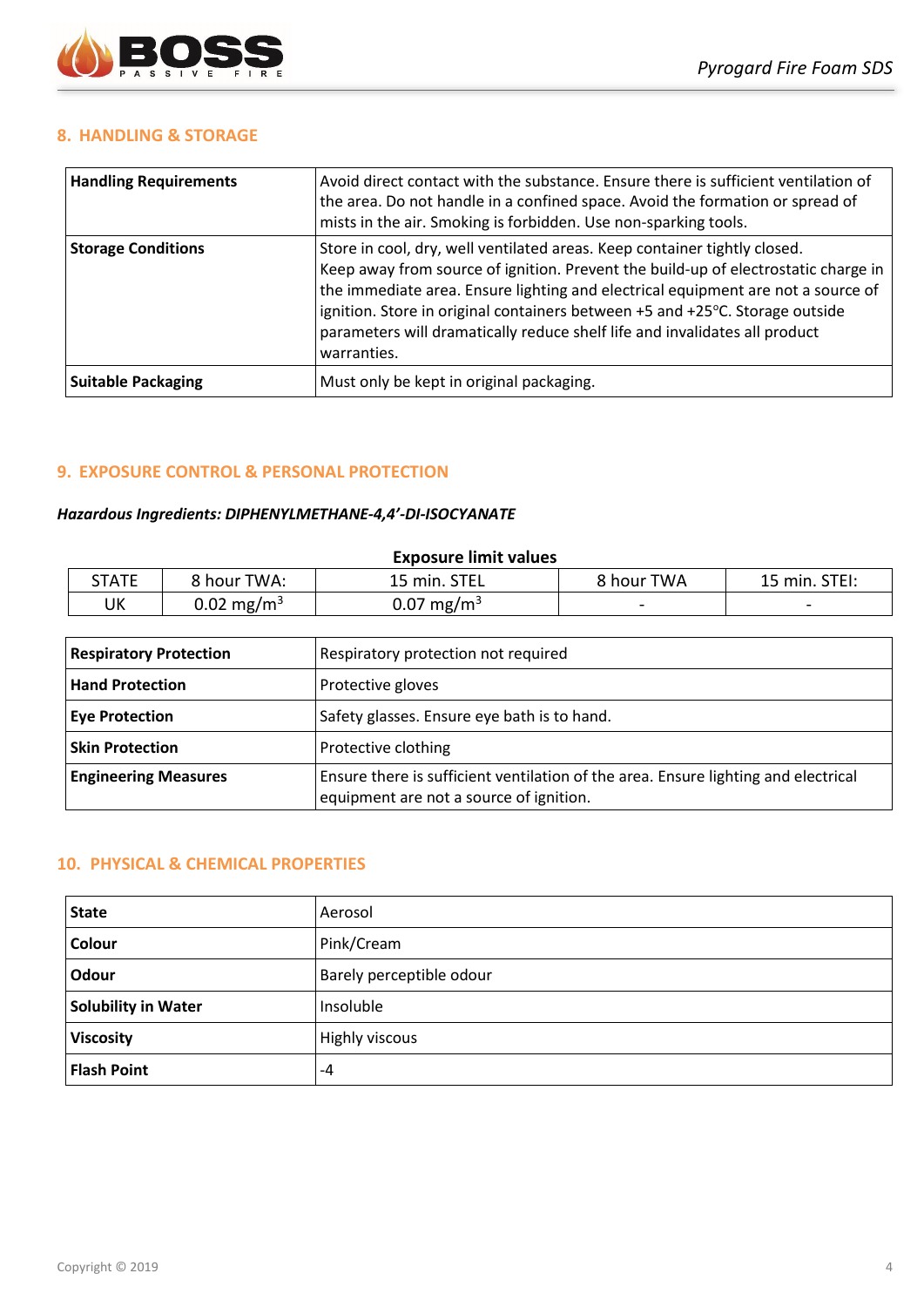## 8. HANDLING & STORAGE

| | |
|---|---|
| **Handling Requirements** | Avoid direct contact with the substance. Ensure there is sufficient ventilation of the area. Do not handle in a confined space. Avoid the formation or spread of mists in the air. Smoking is forbidden. Use non-sparking tools. |
| **Storage Conditions** | Store in cool, dry, well ventilated areas. Keep container tightly closed. Keep away from source of ignition. Prevent the build-up of electrostatic charge in the immediate area. Ensure lighting and electrical equipment are not a source of ignition. Store in original containers between +5 and +25°C. Storage outside parameters will dramatically reduce shelf life and invalidates all product warranties. |
| **Suitable Packaging** | Must only be kept in original packaging. |

## 9. EXPOSURE CONTROL & PERSONAL PROTECTION

***Hazardous Ingredients: DIPHENYLMETHANE-4,4'-DI-ISOCYANATE***

**Exposure limit values**

| STATE | 8 hour TWA: | 15 min. STEL | 8 hour TWA | 15 min. STEI: |
|---|---|---|---|---|
| UK | 0.02 $mg/m^3$ | 0.07 $mg/m^3$ | - | - |

| | |
|---|---|
| **Respiratory Protection** | Respiratory protection not required |
| **Hand Protection** | Protective gloves |
| **Eye Protection** | Safety glasses. Ensure eye bath is to hand. |
| **Skin Protection** | Protective clothing |
| **Engineering Measures** | Ensure there is sufficient ventilation of the area. Ensure lighting and electrical equipment are not a source of ignition. |

## 10. PHYSICAL & CHEMICAL PROPERTIES

| | |
|---|---|
| **State** | Aerosol |
| **Colour** | Pink/Cream |
| **Odour** | Barely perceptible odour |
| **Solubility in Water** | Insoluble |
| **Viscosity** | Highly viscous |
| **Flash Point** | -4 |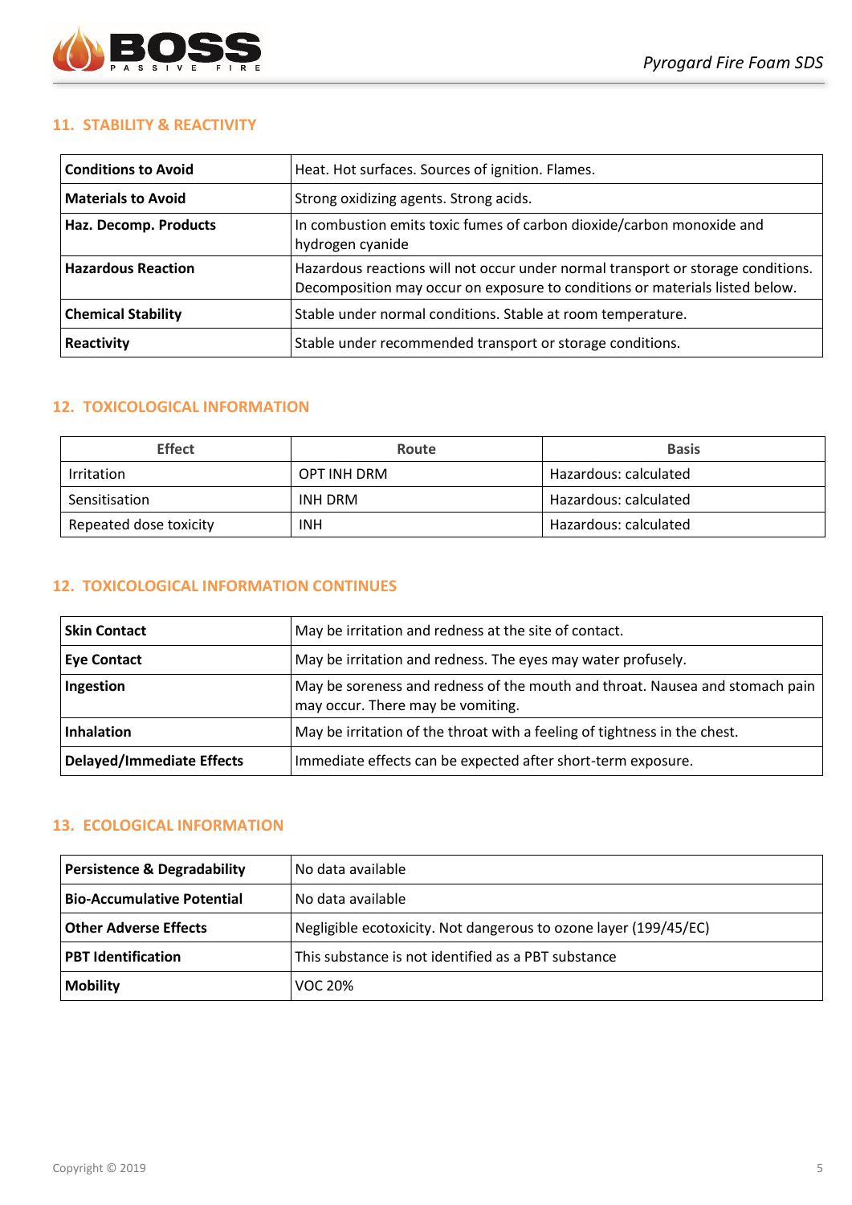## 11. STABILITY & REACTIVITY

| | |
|---|---|
| **Conditions to Avoid** | Heat. Hot surfaces. Sources of ignition. Flames. |
| **Materials to Avoid** | Strong oxidizing agents. Strong acids. |
| **Haz. Decomp. Products** | In combustion emits toxic fumes of carbon dioxide/carbon monoxide and hydrogen cyanide |
| **Hazardous Reaction** | Hazardous reactions will not occur under normal transport or storage conditions. Decomposition may occur on exposure to conditions or materials listed below. |
| **Chemical Stability** | Stable under normal conditions. Stable at room temperature. |
| **Reactivity** | Stable under recommended transport or storage conditions. |

## 12. TOXICOLOGICAL INFORMATION

| Effect | Route | Basis |
|---|---|---|
| Irritation | OPT INH DRM | Hazardous: calculated |
| Sensitisation | INH DRM | Hazardous: calculated |
| Repeated dose toxicity | INH | Hazardous: calculated |

## 12. TOXICOLOGICAL INFORMATION CONTINUES

| | |
|---|---|
| **Skin Contact** | May be irritation and redness at the site of contact. |
| **Eye Contact** | May be irritation and redness. The eyes may water profusely. |
| **Ingestion** | May be soreness and redness of the mouth and throat. Nausea and stomach pain may occur. There may be vomiting. |
| **Inhalation** | May be irritation of the throat with a feeling of tightness in the chest. |
| **Delayed/Immediate Effects** | Immediate effects can be expected after short-term exposure. |

## 13. ECOLOGICAL INFORMATION

| | |
|---|---|
| **Persistence & Degradability** | No data available |
| **Bio-Accumulative Potential** | No data available |
| **Other Adverse Effects** | Negligible ecotoxicity. Not dangerous to ozone layer (199/45/EC) |
| **PBT Identification** | This substance is not identified as a PBT substance |
| **Mobility** | VOC 20% |

Copyright © 2019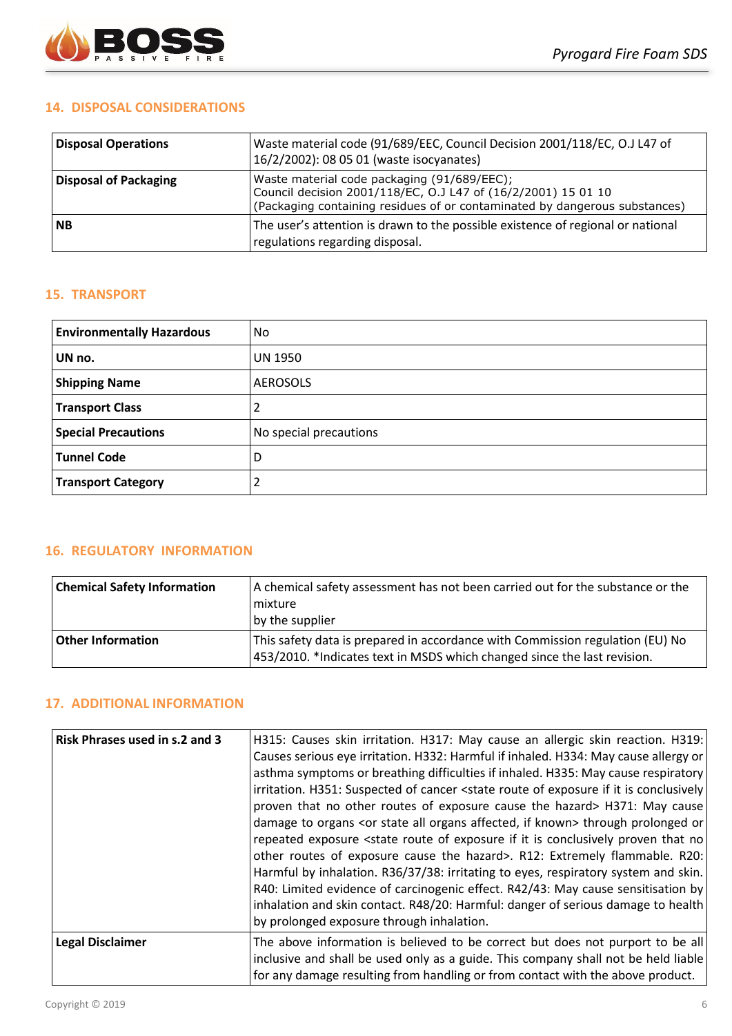## 14. DISPOSAL CONSIDERATIONS

| | |
|---|---|
| **Disposal Operations** | Waste material code (91/689/EEC, Council Decision 2001/118/EC, O.J L47 of 16/2/2002): 08 05 01 (waste isocyanates) |
| **Disposal of Packaging** | Waste material code packaging (91/689/EEC); Council decision 2001/118/EC, O.J L47 of (16/2/2001) 15 01 10 (Packaging containing residues of or contaminated by dangerous substances) |
| **NB** | The user's attention is drawn to the possible existence of regional or national regulations regarding disposal. |

## 15. TRANSPORT

| | |
|---|---|
| **Environmentally Hazardous** | No |
| **UN no.** | UN 1950 |
| **Shipping Name** | AEROSOLS |
| **Transport Class** | 2 |
| **Special Precautions** | No special precautions |
| **Tunnel Code** | D |
| **Transport Category** | 2 |

## 16. REGULATORY INFORMATION

| | |
|---|---|
| **Chemical Safety Information** | A chemical safety assessment has not been carried out for the substance or the mixture by the supplier |
| **Other Information** | This safety data is prepared in accordance with Commission regulation (EU) No 453/2010. *Indicates text in MSDS which changed since the last revision. |

## 17. ADDITIONAL INFORMATION

| | |
|---|---|
| **Risk Phrases used in s.2 and 3** | H315: Causes skin irritation. H317: May cause an allergic skin reaction. H319: Causes serious eye irritation. H332: Harmful if inhaled. H334: May cause allergy or asthma symptoms or breathing difficulties if inhaled. H335: May cause respiratory irritation. H351: Suspected of cancer <state route of exposure if it is conclusively proven that no other routes of exposure cause the hazard> H371: May cause damage to organs <or state all organs affected, if known> through prolonged or repeated exposure <state route of exposure if it is conclusively proven that no other routes of exposure cause the hazard>. R12: Extremely flammable. R20: Harmful by inhalation. R36/37/38: irritating to eyes, respiratory system and skin. R40: Limited evidence of carcinogenic effect. R42/43: May cause sensitisation by inhalation and skin contact. R48/20: Harmful: danger of serious damage to health by prolonged exposure through inhalation. |
| **Legal Disclaimer** | The above information is believed to be correct but does not purport to be all inclusive and shall be used only as a guide. This company shall not be held liable for any damage resulting from handling or from contact with the above product. |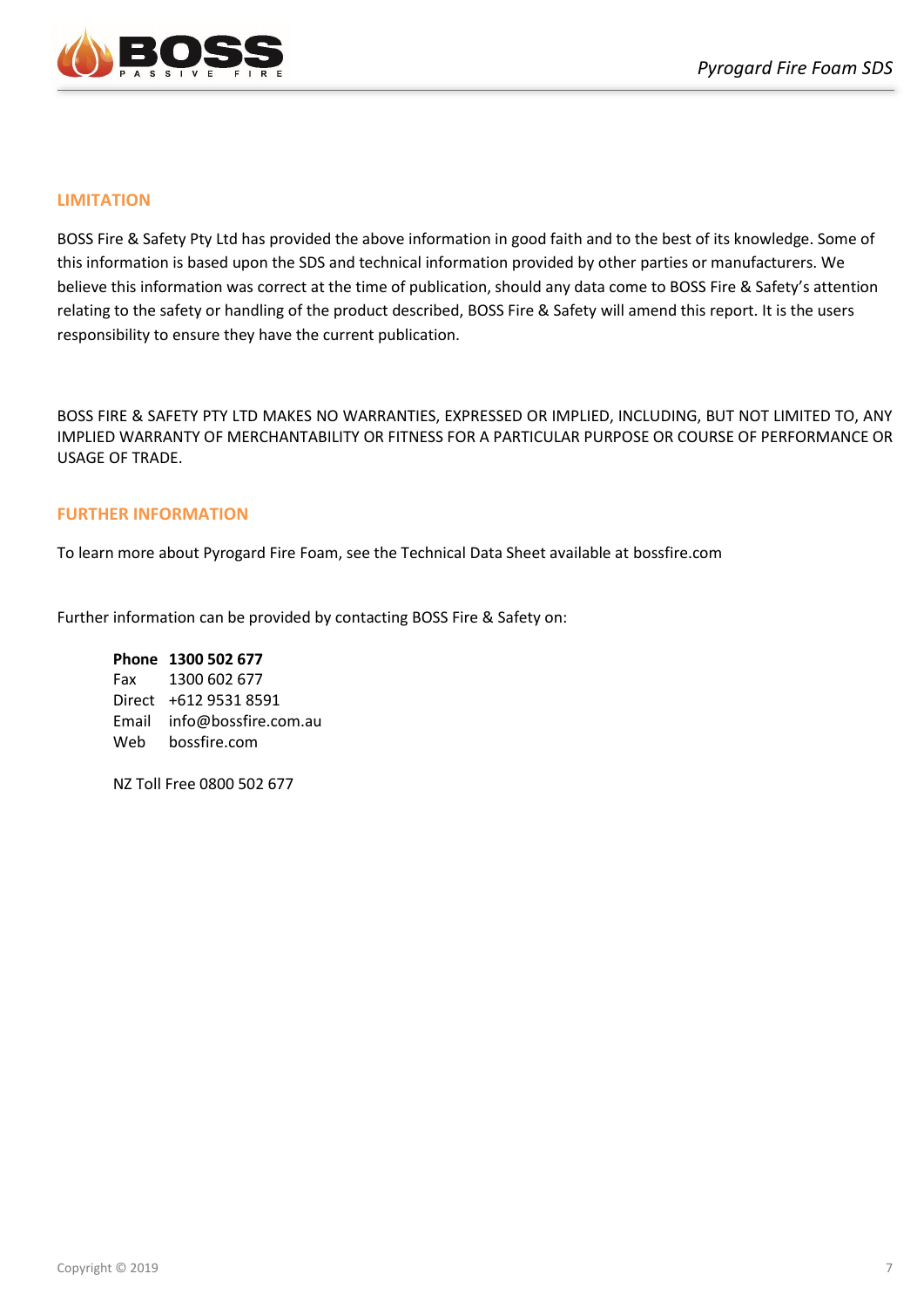## LIMITATION

BOSS Fire & Safety Pty Ltd has provided the above information in good faith and to the best of its knowledge. Some of this information is based upon the SDS and technical information provided by other parties or manufacturers. We believe this information was correct at the time of publication, should any data come to BOSS Fire & Safety's attention relating to the safety or handling of the product described, BOSS Fire & Safety will amend this report. It is the users responsibility to ensure they have the current publication.

BOSS FIRE & SAFETY PTY LTD MAKES NO WARRANTIES, EXPRESSED OR IMPLIED, INCLUDING, BUT NOT LIMITED TO, ANY IMPLIED WARRANTY OF MERCHANTABILITY OR FITNESS FOR A PARTICULAR PURPOSE OR COURSE OF PERFORMANCE OR USAGE OF TRADE.

## FURTHER INFORMATION

To learn more about Pyrogard Fire Foam, see the Technical Data Sheet available at bossfire.com

Further information can be provided by contacting BOSS Fire & Safety on:

**Phone 1300 502 677**
Fax 1300 602 677
Direct +612 9531 8591
Email info@bossfire.com.au
Web bossfire.com

NZ Toll Free 0800 502 677

Copyright © 2019